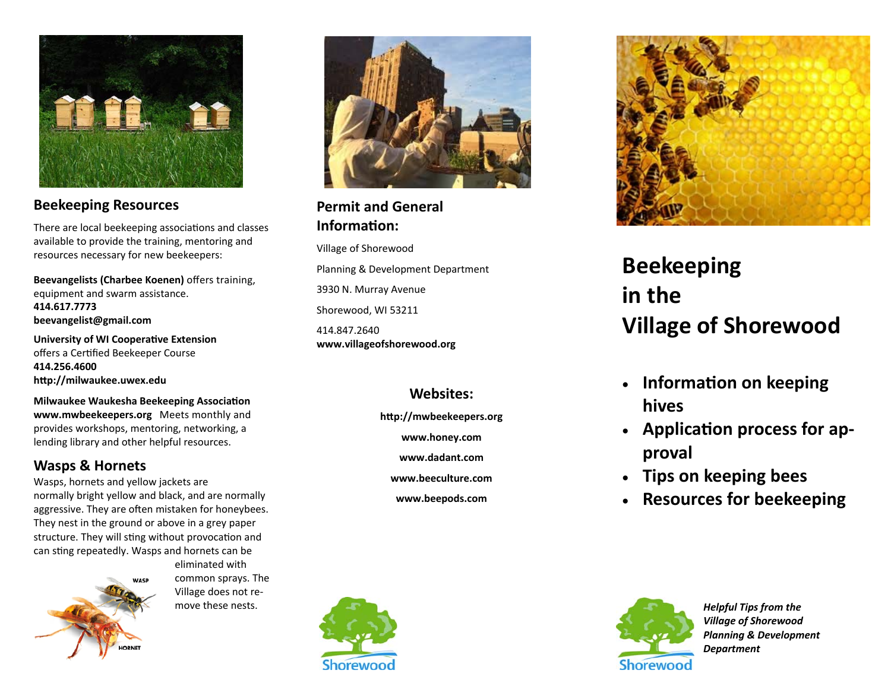## Beekeeping Resources

There are local beekeeping associations and classes available to provide the training, mentoring and resources necessary for new beekeepers:

**Beevangelists (Charbee Koenen)** offers training, equipment and swarm assistance.
**414.617.7773**
**beevangelist@gmail.com**

**University of WI Cooperative Extension** offers a Certified Beekeeper Course
**414.256.4600**
**http://milwaukee.uwex.edu**

**Milwaukee Waukesha Beekeeping Association**
**www.mwbeekeepers.org** Meets monthly and provides workshops, mentoring, networking, a lending library and other helpful resources.

## Wasps & Hornets

Wasps, hornets and yellow jackets are normally bright yellow and black, and are normally aggressive. They are often mistaken for honeybees. They nest in the ground or above in a grey paper structure. They will sting without provocation and can sting repeatedly. Wasps and hornets can be eliminated with common sprays. The Village does not remove these nests.

## Permit and General Information:

Village of Shorewood

Planning & Development Department

3930 N. Murray Avenue

Shorewood, WI 53211

414.847.2640
**www.villageofshorewood.org**

### Websites:

**http://mwbeekeepers.org**

**www.honey.com**

**www.dadant.com**

**www.beeculture.com**

**www.beepods.com**

# Beekeeping in the Village of Shorewood

- **Information on keeping hives**
- **Application process for approval**
- **Tips on keeping bees**
- **Resources for beekeeping**

***Helpful Tips from the Village of Shorewood Planning & Development Department***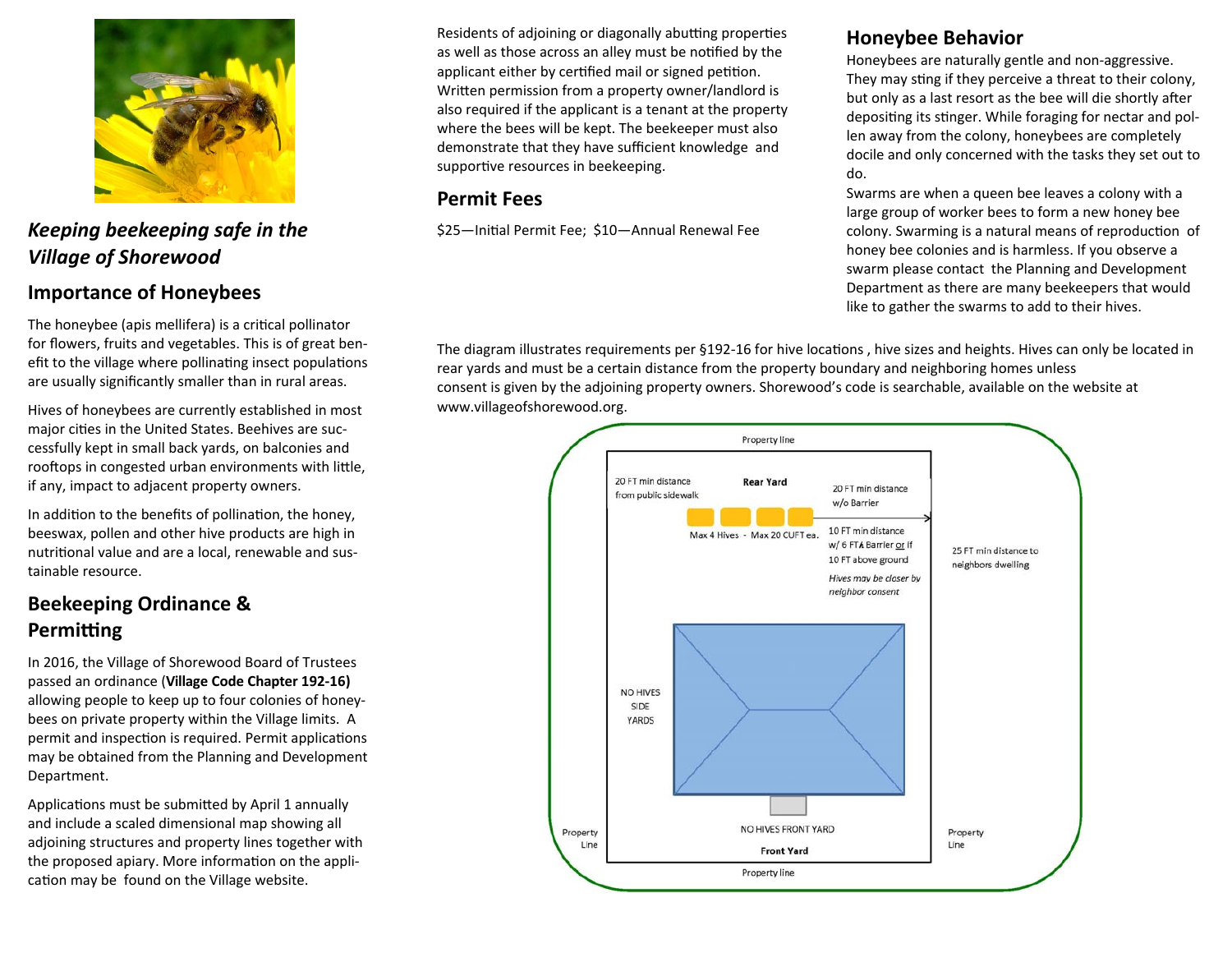## *Keeping beekeeping safe in the Village of Shorewood*

## Importance of Honeybees

The honeybee (apis mellifera) is a critical pollinator for flowers, fruits and vegetables. This is of great benefit to the village where pollinating insect populations are usually significantly smaller than in rural areas.

Hives of honeybees are currently established in most major cities in the United States. Beehives are successfully kept in small back yards, on balconies and rooftops in congested urban environments with little, if any, impact to adjacent property owners.

In addition to the benefits of pollination, the honey, beeswax, pollen and other hive products are high in nutritional value and are a local, renewable and sustainable resource.

## Beekeeping Ordinance & Permitting

In 2016, the Village of Shorewood Board of Trustees passed an ordinance (**Village Code Chapter 192-16)** allowing people to keep up to four colonies of honeybees on private property within the Village limits. A permit and inspection is required. Permit applications may be obtained from the Planning and Development Department.

Applications must be submitted by April 1 annually and include a scaled dimensional map showing all adjoining structures and property lines together with the proposed apiary. More information on the application may be found on the Village website.

Residents of adjoining or diagonally abutting properties as well as those across an alley must be notified by the applicant either by certified mail or signed petition. Written permission from a property owner/landlord is also required if the applicant is a tenant at the property where the bees will be kept. The beekeeper must also demonstrate that they have sufficient knowledge and supportive resources in beekeeping.

## Permit Fees

$25—Initial Permit Fee; $10—Annual Renewal Fee

## Honeybee Behavior

Honeybees are naturally gentle and non-aggressive. They may sting if they perceive a threat to their colony, but only as a last resort as the bee will die shortly after depositing its stinger. While foraging for nectar and pollen away from the colony, honeybees are completely docile and only concerned with the tasks they set out to do.

Swarms are when a queen bee leaves a colony with a large group of worker bees to form a new honey bee colony. Swarming is a natural means of reproduction of honey bee colonies and is harmless. If you observe a swarm please contact the Planning and Development Department as there are many beekeepers that would like to gather the swarms to add to their hives.

The diagram illustrates requirements per §192-16 for hive locations , hive sizes and heights. Hives can only be located in rear yards and must be a certain distance from the property boundary and neighboring homes unless consent is given by the adjoining property owners. Shorewood's code is searchable, available on the website at www.villageofshorewood.org.

Property line

Rear Yard

20 FT min distance from public sidewalk

20 FT min distance w/o Barrier

Max 4 Hives - Max 20 CUFT ea.

10 FT min distance w/ 6 FT Barrier or if 10 FT above ground

*Hives may be closer by neighbor consent*

25 FT min distance to neighbors dwelling

NO HIVES SIDE YARDS

NO HIVES FRONT YARD

Front Yard

Property Line

Property Line

Property line